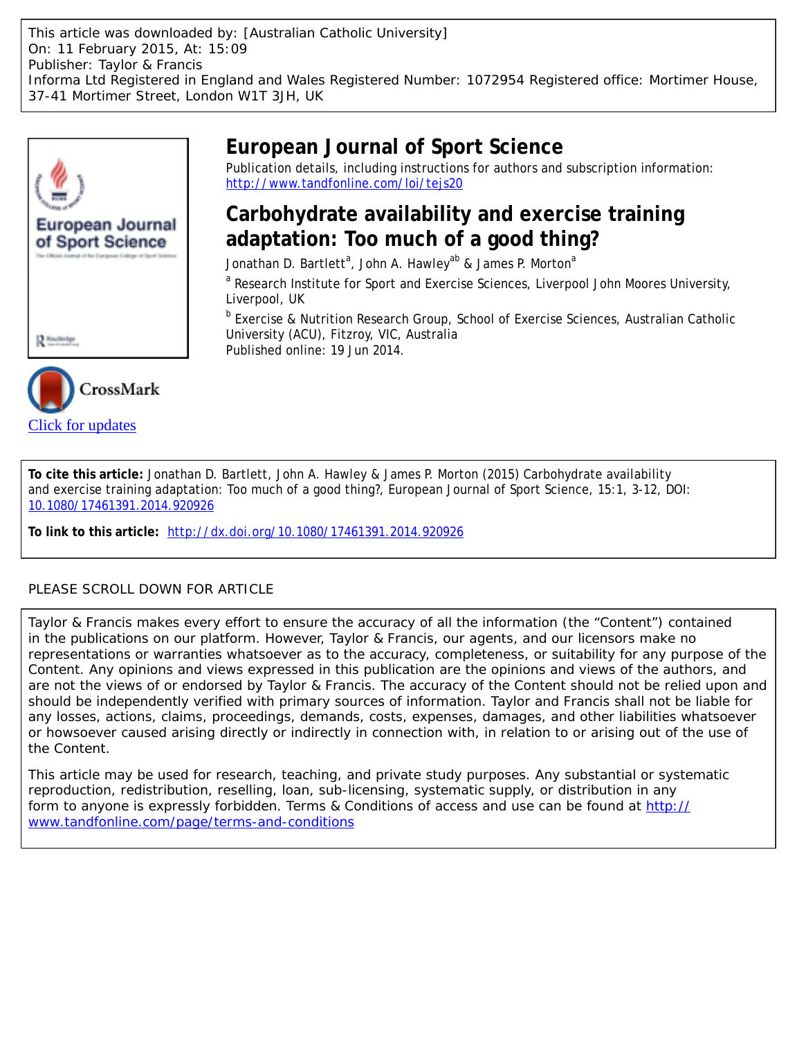This article was downloaded by: [Australian Catholic University]
On: 11 February 2015, At: 15:09
Publisher: Taylor & Francis
Informa Ltd Registered in England and Wales Registered Number: 1072954 Registered office: Mortimer House, 37-41 Mortimer Street, London W1T 3JH, UK

# European Journal of Sport Science

Publication details, including instructions for authors and subscription information:
http://www.tandfonline.com/loi/tejs20

## Carbohydrate availability and exercise training adaptation: Too much of a good thing?

Jonathan D. Bartlett[a], John A. Hawley[ab] & James P. Morton[a]

[a] Research Institute for Sport and Exercise Sciences, Liverpool John Moores University, Liverpool, UK

[b] Exercise & Nutrition Research Group, School of Exercise Sciences, Australian Catholic University (ACU), Fitzroy, VIC, Australia

Published online: 19 Jun 2014.

Click for updates

**To cite this article:** Jonathan D. Bartlett, John A. Hawley & James P. Morton (2015) Carbohydrate availability and exercise training adaptation: Too much of a good thing?, European Journal of Sport Science, 15:1, 3-12, DOI: 10.1080/17461391.2014.920926

**To link to this article:** http://dx.doi.org/10.1080/17461391.2014.920926

PLEASE SCROLL DOWN FOR ARTICLE

Taylor & Francis makes every effort to ensure the accuracy of all the information (the "Content") contained in the publications on our platform. However, Taylor & Francis, our agents, and our licensors make no representations or warranties whatsoever as to the accuracy, completeness, or suitability for any purpose of the Content. Any opinions and views expressed in this publication are the opinions and views of the authors, and are not the views of or endorsed by Taylor & Francis. The accuracy of the Content should not be relied upon and should be independently verified with primary sources of information. Taylor and Francis shall not be liable for any losses, actions, claims, proceedings, demands, costs, expenses, damages, and other liabilities whatsoever or howsoever caused arising directly or indirectly in connection with, in relation to or arising out of the use of the Content.

This article may be used for research, teaching, and private study purposes. Any substantial or systematic reproduction, redistribution, reselling, loan, sub-licensing, systematic supply, or distribution in any form to anyone is expressly forbidden. Terms & Conditions of access and use can be found at http://www.tandfonline.com/page/terms-and-conditions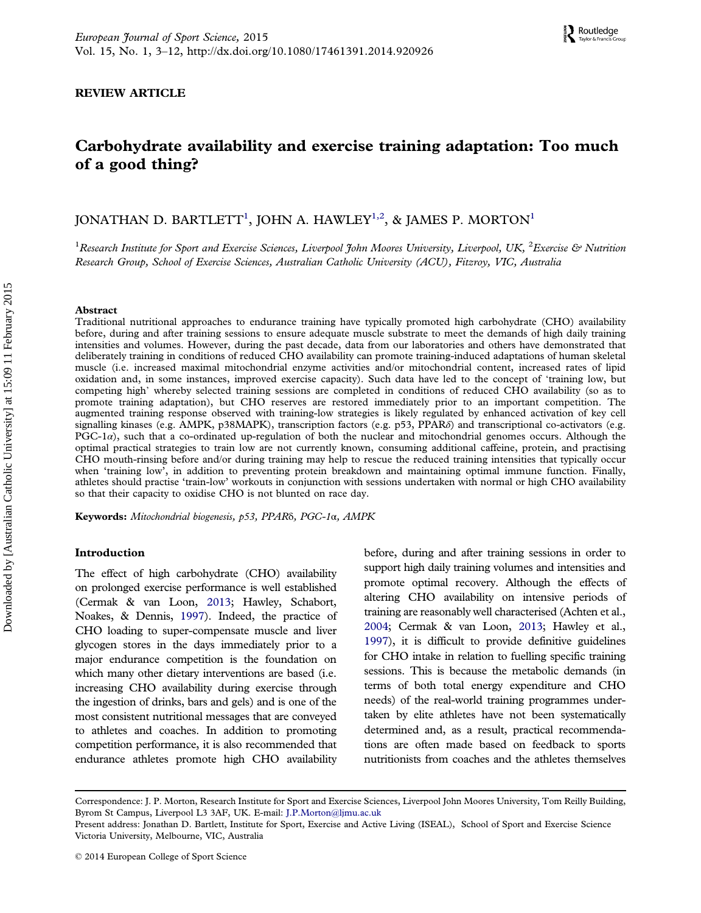REVIEW ARTICLE

# Carbohydrate availability and exercise training adaptation: Too much of a good thing?

JONATHAN D. BARTLETT[1], JOHN A. HAWLEY[1,2], & JAMES P. MORTON[1]

[1]*Research Institute for Sport and Exercise Sciences, Liverpool John Moores University, Liverpool, UK,* [2]*Exercise & Nutrition Research Group, School of Exercise Sciences, Australian Catholic University (ACU), Fitzroy, VIC, Australia*

## Abstract

Traditional nutritional approaches to endurance training have typically promoted high carbohydrate (CHO) availability before, during and after training sessions to ensure adequate muscle substrate to meet the demands of high daily training intensities and volumes. However, during the past decade, data from our laboratories and others have demonstrated that deliberately training in conditions of reduced CHO availability can promote training-induced adaptations of human skeletal muscle (i.e. increased maximal mitochondrial enzyme activities and/or mitochondrial content, increased rates of lipid oxidation and, in some instances, improved exercise capacity). Such data have led to the concept of 'training low, but competing high' whereby selected training sessions are completed in conditions of reduced CHO availability (so as to promote training adaptation), but CHO reserves are restored immediately prior to an important competition. The augmented training response observed with training-low strategies is likely regulated by enhanced activation of key cell signalling kinases (e.g. AMPK, p38MAPK), transcription factors (e.g. p53, PPAR$\delta$) and transcriptional co-activators (e.g. PGC-1$\alpha$), such that a co-ordinated up-regulation of both the nuclear and mitochondrial genomes occurs. Although the optimal practical strategies to train low are not currently known, consuming additional caffeine, protein, and practising CHO mouth-rinsing before and/or during training may help to rescue the reduced training intensities that typically occur when 'training low', in addition to preventing protein breakdown and maintaining optimal immune function. Finally, athletes should practise 'train-low' workouts in conjunction with sessions undertaken with normal or high CHO availability so that their capacity to oxidise CHO is not blunted on race day.

**Keywords:** *Mitochondrial biogenesis, p53, PPAR*$\delta$*, PGC-1*$\alpha$*, AMPK*

## Introduction

The effect of high carbohydrate (CHO) availability on prolonged exercise performance is well established (Cermak & van Loon, 2013; Hawley, Schabort, Noakes, & Dennis, 1997). Indeed, the practice of CHO loading to super-compensate muscle and liver glycogen stores in the days immediately prior to a major endurance competition is the foundation on which many other dietary interventions are based (i.e. increasing CHO availability during exercise through the ingestion of drinks, bars and gels) and is one of the most consistent nutritional messages that are conveyed to athletes and coaches. In addition to promoting competition performance, it is also recommended that endurance athletes promote high CHO availability before, during and after training sessions in order to support high daily training volumes and intensities and promote optimal recovery. Although the effects of altering CHO availability on intensive periods of training are reasonably well characterised (Achten et al., 2004; Cermak & van Loon, 2013; Hawley et al., 1997), it is difficult to provide definitive guidelines for CHO intake in relation to fuelling specific training sessions. This is because the metabolic demands (in terms of both total energy expenditure and CHO needs) of the real-world training programmes undertaken by elite athletes have not been systematically determined and, as a result, practical recommendations are often made based on feedback to sports nutritionists from coaches and the athletes themselves

Correspondence: J. P. Morton, Research Institute for Sport and Exercise Sciences, Liverpool John Moores University, Tom Reilly Building, Byrom St Campus, Liverpool L3 3AF, UK. E-mail: J.P.Morton@ljmu.ac.uk

Present address: Jonathan D. Bartlett, Institute for Sport, Exercise and Active Living (ISEAL), School of Sport and Exercise Science Victoria University, Melbourne, VIC, Australia

© 2014 European College of Sport Science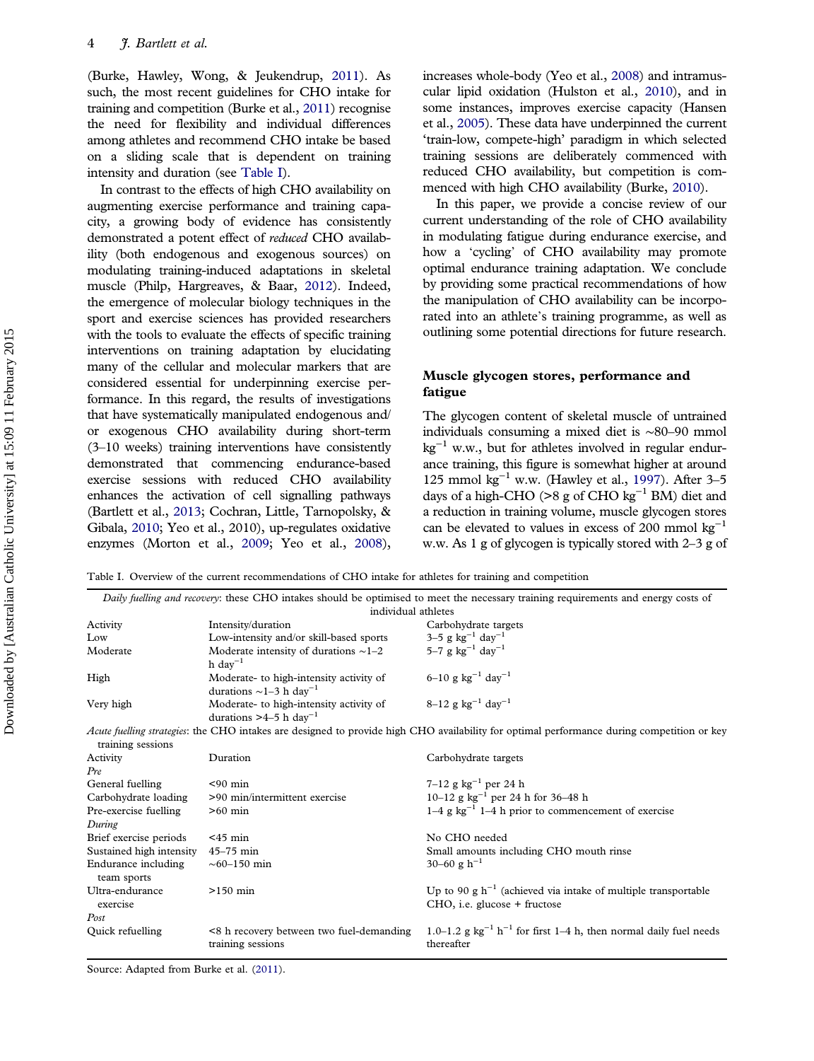(Burke, Hawley, Wong, & Jeukendrup, 2011). As such, the most recent guidelines for CHO intake for training and competition (Burke et al., 2011) recognise the need for flexibility and individual differences among athletes and recommend CHO intake be based on a sliding scale that is dependent on training intensity and duration (see Table I).

In contrast to the effects of high CHO availability on augmenting exercise performance and training capacity, a growing body of evidence has consistently demonstrated a potent effect of *reduced* CHO availability (both endogenous and exogenous sources) on modulating training-induced adaptations in skeletal muscle (Philp, Hargreaves, & Baar, 2012). Indeed, the emergence of molecular biology techniques in the sport and exercise sciences has provided researchers with the tools to evaluate the effects of specific training interventions on training adaptation by elucidating many of the cellular and molecular markers that are considered essential for underpinning exercise performance. In this regard, the results of investigations that have systematically manipulated endogenous and/or exogenous CHO availability during short-term (3–10 weeks) training interventions have consistently demonstrated that commencing endurance-based exercise sessions with reduced CHO availability enhances the activation of cell signalling pathways (Bartlett et al., 2013; Cochran, Little, Tarnopolsky, & Gibala, 2010; Yeo et al., 2010), up-regulates oxidative enzymes (Morton et al., 2009; Yeo et al., 2008), increases whole-body (Yeo et al., 2008) and intramuscular lipid oxidation (Hulston et al., 2010), and in some instances, improves exercise capacity (Hansen et al., 2005). These data have underpinned the current 'train-low, compete-high' paradigm in which selected training sessions are deliberately commenced with reduced CHO availability, but competition is commenced with high CHO availability (Burke, 2010).

In this paper, we provide a concise review of our current understanding of the role of CHO availability in modulating fatigue during endurance exercise, and how a 'cycling' of CHO availability may promote optimal endurance training adaptation. We conclude by providing some practical recommendations of how the manipulation of CHO availability can be incorporated into an athlete's training programme, as well as outlining some potential directions for future research.

## Muscle glycogen stores, performance and fatigue

The glycogen content of skeletal muscle of untrained individuals consuming a mixed diet is ~80–90 mmol $kg^{-1}$ w.w., but for athletes involved in regular endurance training, this figure is somewhat higher at around 125 mmol $kg^{-1}$ w.w. (Hawley et al., 1997). After 3–5 days of a high-CHO (>8 g of CHO $kg^{-1}$ BM) diet and a reduction in training volume, muscle glycogen stores can be elevated to values in excess of 200 mmol $kg^{-1}$ w.w. As 1 g of glycogen is typically stored with 2–3 g of

Table I. Overview of the current recommendations of CHO intake for athletes for training and competition

| *Daily fuelling and recovery*: these CHO intakes should be optimised to meet the necessary training requirements and energy costs of individual athletes | | |
|---|---|---|
| Activity | Intensity/duration | Carbohydrate targets |
| Low | Low-intensity and/or skill-based sports | 3–5 g $kg^{-1}$ $day^{-1}$ |
| Moderate | Moderate intensity of durations ~1–2 h $day^{-1}$ | 5–7 g $kg^{-1}$ $day^{-1}$ |
| High | Moderate- to high-intensity activity of durations ~1–3 h $day^{-1}$ | 6–10 g $kg^{-1}$ $day^{-1}$ |
| Very high | Moderate- to high-intensity activity of durations >4–5 h $day^{-1}$ | 8–12 g $kg^{-1}$ $day^{-1}$ |
| *Acute fuelling strategies*: the CHO intakes are designed to provide high CHO availability for optimal performance during competition or key training sessions | | |
| Activity | Duration | Carbohydrate targets |
| *Pre* | | |
| General fuelling | <90 min | 7–12 g $kg^{-1}$ per 24 h |
| Carbohydrate loading | >90 min/intermittent exercise | 10–12 g $kg^{-1}$ per 24 h for 36–48 h |
| Pre-exercise fuelling | >60 min | 1–4 g $kg^{-1}$ 1–4 h prior to commencement of exercise |
| *During* | | |
| Brief exercise periods | <45 min | No CHO needed |
| Sustained high intensity | 45–75 min | Small amounts including CHO mouth rinse |
| Endurance including team sports | ~60–150 min | 30–60 g $h^{-1}$ |
| Ultra-endurance exercise | >150 min | Up to 90 g $h^{-1}$ (achieved via intake of multiple transportable CHO, i.e. glucose + fructose |
| *Post* | | |
| Quick refuelling | <8 h recovery between two fuel-demanding training sessions | 1.0–1.2 g $kg^{-1}$ $h^{-1}$ for first 1–4 h, then normal daily fuel needs thereafter |

Source: Adapted from Burke et al. (2011).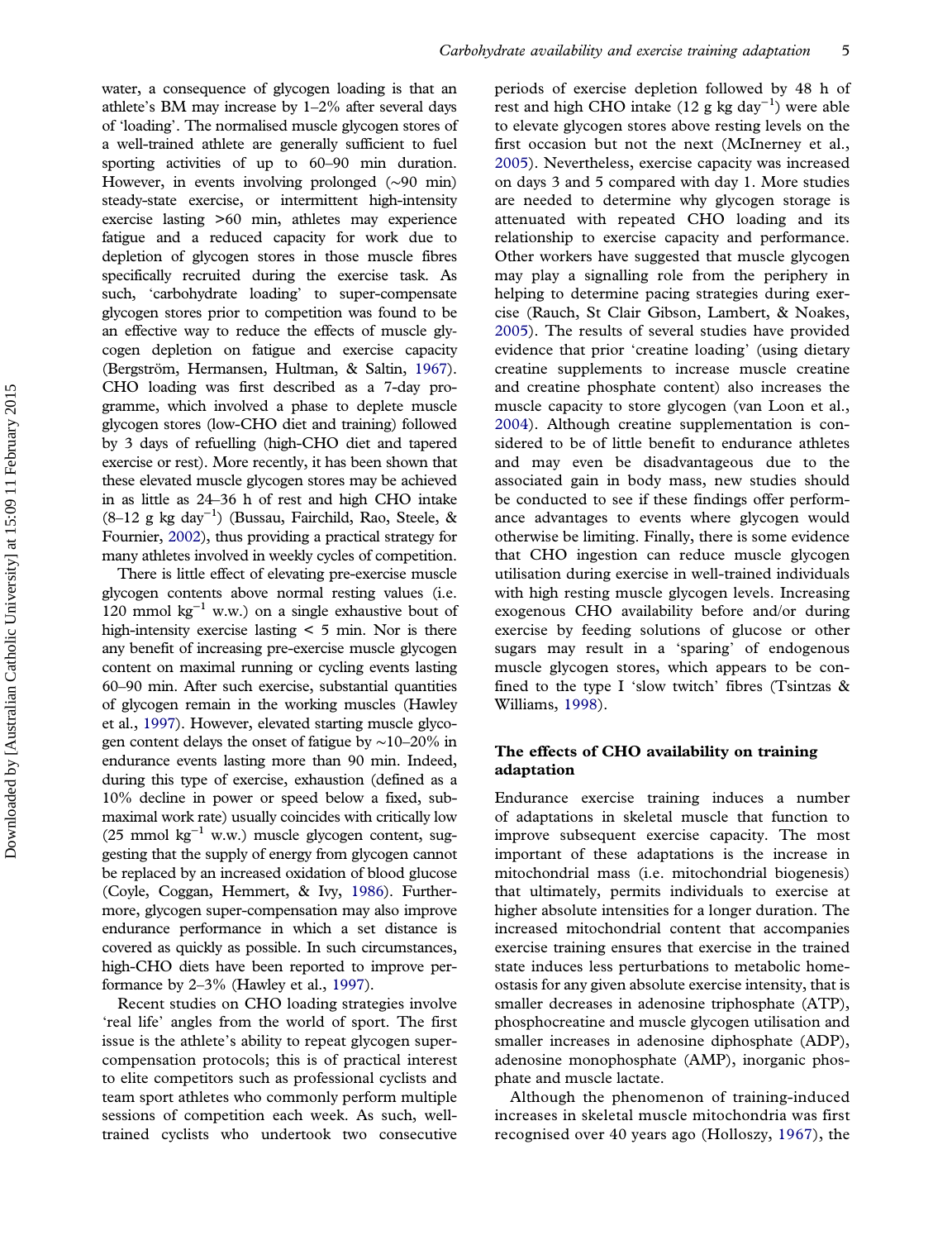water, a consequence of glycogen loading is that an athlete's BM may increase by 1–2% after several days of 'loading'. The normalised muscle glycogen stores of a well-trained athlete are generally sufficient to fuel sporting activities of up to 60–90 min duration. However, in events involving prolonged (~90 min) steady-state exercise, or intermittent high-intensity exercise lasting >60 min, athletes may experience fatigue and a reduced capacity for work due to depletion of glycogen stores in those muscle fibres specifically recruited during the exercise task. As such, 'carbohydrate loading' to super-compensate glycogen stores prior to competition was found to be an effective way to reduce the effects of muscle glycogen depletion on fatigue and exercise capacity (Bergström, Hermansen, Hultman, & Saltin, 1967). CHO loading was first described as a 7-day programme, which involved a phase to deplete muscle glycogen stores (low-CHO diet and training) followed by 3 days of refuelling (high-CHO diet and tapered exercise or rest). More recently, it has been shown that these elevated muscle glycogen stores may be achieved in as little as 24–36 h of rest and high CHO intake (8–12 g $kg$ $day^{-1}$) (Bussau, Fairchild, Rao, Steele, & Fournier, 2002), thus providing a practical strategy for many athletes involved in weekly cycles of competition.

There is little effect of elevating pre-exercise muscle glycogen contents above normal resting values (i.e. 120 mmol $kg^{-1}$ w.w.) on a single exhaustive bout of high-intensity exercise lasting < 5 min. Nor is there any benefit of increasing pre-exercise muscle glycogen content on maximal running or cycling events lasting 60–90 min. After such exercise, substantial quantities of glycogen remain in the working muscles (Hawley et al., 1997). However, elevated starting muscle glycogen content delays the onset of fatigue by ~10–20% in endurance events lasting more than 90 min. Indeed, during this type of exercise, exhaustion (defined as a 10% decline in power or speed below a fixed, submaximal work rate) usually coincides with critically low (25 mmol $kg^{-1}$ w.w.) muscle glycogen content, suggesting that the supply of energy from glycogen cannot be replaced by an increased oxidation of blood glucose (Coyle, Coggan, Hemmert, & Ivy, 1986). Furthermore, glycogen super-compensation may also improve endurance performance in which a set distance is covered as quickly as possible. In such circumstances, high-CHO diets have been reported to improve performance by 2–3% (Hawley et al., 1997).

Recent studies on CHO loading strategies involve 'real life' angles from the world of sport. The first issue is the athlete's ability to repeat glycogen supercompensation protocols; this is of practical interest to elite competitors such as professional cyclists and team sport athletes who commonly perform multiple sessions of competition each week. As such, well-trained cyclists who undertook two consecutive periods of exercise depletion followed by 48 h of rest and high CHO intake (12 g $kg$ $day^{-1}$) were able to elevate glycogen stores above resting levels on the first occasion but not the next (McInerney et al., 2005). Nevertheless, exercise capacity was increased on days 3 and 5 compared with day 1. More studies are needed to determine why glycogen storage is attenuated with repeated CHO loading and its relationship to exercise capacity and performance. Other workers have suggested that muscle glycogen may play a signalling role from the periphery in helping to determine pacing strategies during exercise (Rauch, St Clair Gibson, Lambert, & Noakes, 2005). The results of several studies have provided evidence that prior 'creatine loading' (using dietary creatine supplements to increase muscle creatine and creatine phosphate content) also increases the muscle capacity to store glycogen (van Loon et al., 2004). Although creatine supplementation is considered to be of little benefit to endurance athletes and may even be disadvantageous due to the associated gain in body mass, new studies should be conducted to see if these findings offer performance advantages to events where glycogen would otherwise be limiting. Finally, there is some evidence that CHO ingestion can reduce muscle glycogen utilisation during exercise in well-trained individuals with high resting muscle glycogen levels. Increasing exogenous CHO availability before and/or during exercise by feeding solutions of glucose or other sugars may result in a 'sparing' of endogenous muscle glycogen stores, which appears to be confined to the type I 'slow twitch' fibres (Tsintzas & Williams, 1998).

## The effects of CHO availability on training adaptation

Endurance exercise training induces a number of adaptations in skeletal muscle that function to improve subsequent exercise capacity. The most important of these adaptations is the increase in mitochondrial mass (i.e. mitochondrial biogenesis) that ultimately, permits individuals to exercise at higher absolute intensities for a longer duration. The increased mitochondrial content that accompanies exercise training ensures that exercise in the trained state induces less perturbations to metabolic homeostasis for any given absolute exercise intensity, that is smaller decreases in adenosine triphosphate (ATP), phosphocreatine and muscle glycogen utilisation and smaller increases in adenosine diphosphate (ADP), adenosine monophosphate (AMP), inorganic phosphate and muscle lactate.

Although the phenomenon of training-induced increases in skeletal muscle mitochondria was first recognised over 40 years ago (Holloszy, 1967), the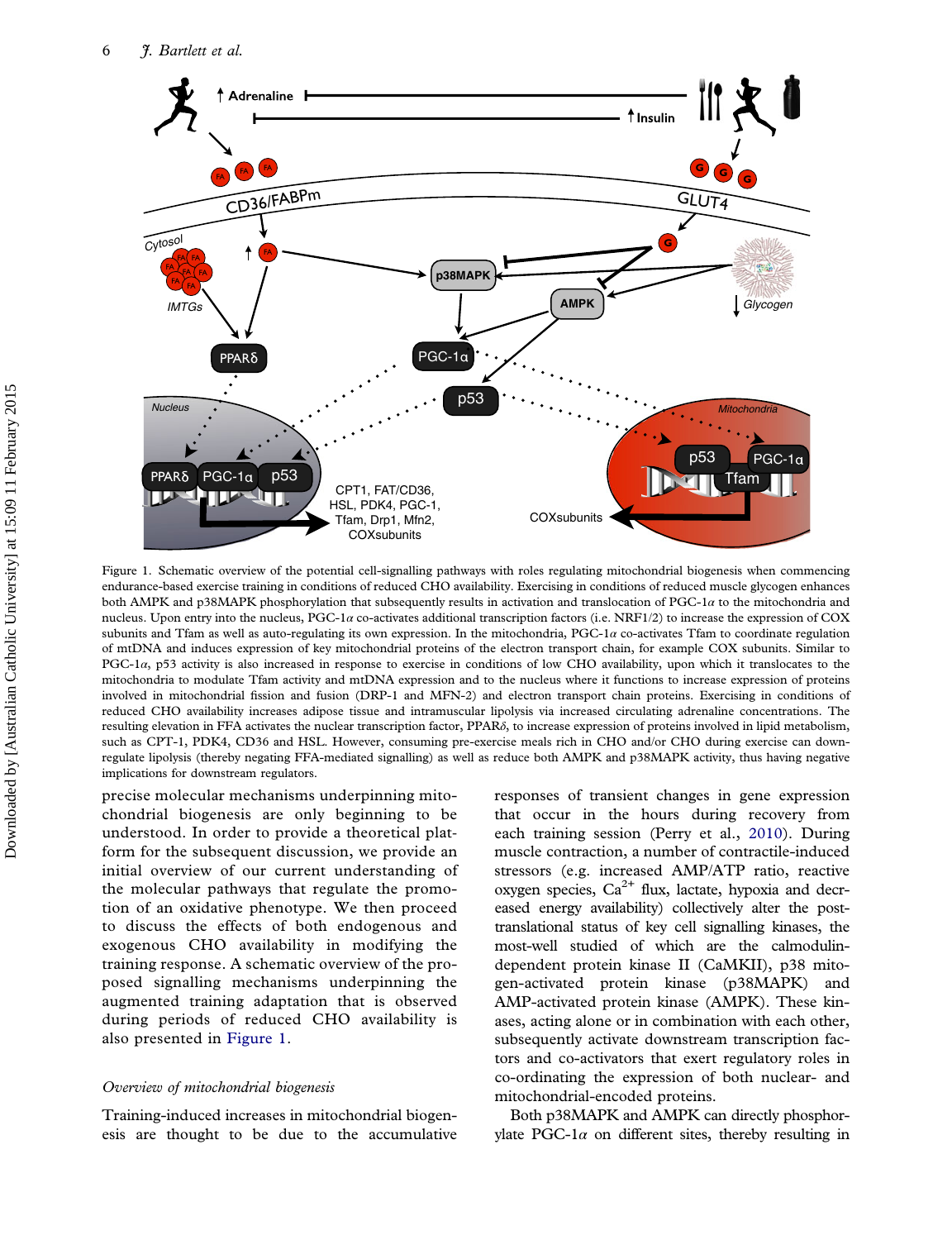Figure 1. Schematic overview of the potential cell-signalling pathways with roles regulating mitochondrial biogenesis when commencing endurance-based exercise training in conditions of reduced CHO availability. Exercising in conditions of reduced muscle glycogen enhances both AMPK and p38MAPK phosphorylation that subsequently results in activation and translocation of PGC-1$\alpha$ to the mitochondria and nucleus. Upon entry into the nucleus, PGC-1$\alpha$ co-activates additional transcription factors (i.e. NRF1/2) to increase the expression of COX subunits and Tfam as well as auto-regulating its own expression. In the mitochondria, PGC-1$\alpha$ co-activates Tfam to coordinate regulation of mtDNA and induces expression of key mitochondrial proteins of the electron transport chain, for example COX subunits. Similar to PGC-1$\alpha$, p53 activity is also increased in response to exercise in conditions of low CHO availability, upon which it translocates to the mitochondria to modulate Tfam activity and mtDNA expression and to the nucleus where it functions to increase expression of proteins involved in mitochondrial fission and fusion (DRP-1 and MFN-2) and electron transport chain proteins. Exercising in conditions of reduced CHO availability increases adipose tissue and intramuscular lipolysis via increased circulating adrenaline concentrations. The resulting elevation in FFA activates the nuclear transcription factor, PPAR$\delta$, to increase expression of proteins involved in lipid metabolism, such as CPT-1, PDK4, CD36 and HSL. However, consuming pre-exercise meals rich in CHO and/or CHO during exercise can down-regulate lipolysis (thereby negating FFA-mediated signalling) as well as reduce both AMPK and p38MAPK activity, thus having negative implications for downstream regulators.

precise molecular mechanisms underpinning mitochondrial biogenesis are only beginning to be understood. In order to provide a theoretical platform for the subsequent discussion, we provide an initial overview of our current understanding of the molecular pathways that regulate the promotion of an oxidative phenotype. We then proceed to discuss the effects of both endogenous and exogenous CHO availability in modifying the training response. A schematic overview of the proposed signalling mechanisms underpinning the augmented training adaptation that is observed during periods of reduced CHO availability is also presented in Figure 1.

### *Overview of mitochondrial biogenesis*

Training-induced increases in mitochondrial biogenesis are thought to be due to the accumulative responses of transient changes in gene expression that occur in the hours during recovery from each training session (Perry et al., 2010). During muscle contraction, a number of contractile-induced stressors (e.g. increased AMP/ATP ratio, reactive oxygen species, $Ca^{2+}$ flux, lactate, hypoxia and decreased energy availability) collectively alter the post-translational status of key cell signalling kinases, the most-well studied of which are the calmodulin-dependent protein kinase II (CaMKII), p38 mitogen-activated protein kinase (p38MAPK) and AMP-activated protein kinase (AMPK). These kinases, acting alone or in combination with each other, subsequently activate downstream transcription factors and co-activators that exert regulatory roles in co-ordinating the expression of both nuclear- and mitochondrial-encoded proteins.

Both p38MAPK and AMPK can directly phosphorylate PGC-1$\alpha$ on different sites, thereby resulting in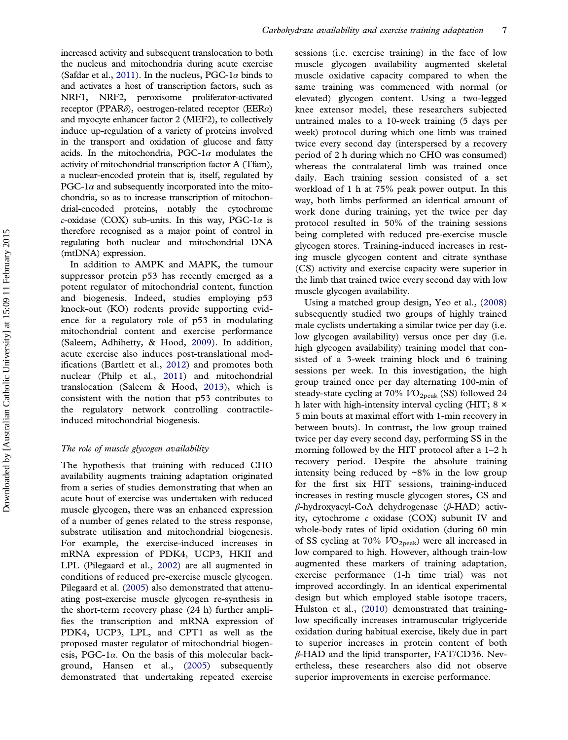increased activity and subsequent translocation to both the nucleus and mitochondria during acute exercise (Safdar et al., 2011). In the nucleus, PGC-1$\alpha$ binds to and activates a host of transcription factors, such as NRF1, NRF2, peroxisome proliferator-activated receptor (PPAR$\delta$), oestrogen-related receptor (EER$\alpha$) and myocyte enhancer factor 2 (MEF2), to collectively induce up-regulation of a variety of proteins involved in the transport and oxidation of glucose and fatty acids. In the mitochondria, PGC-1$\alpha$ modulates the activity of mitochondrial transcription factor A (Tfam), a nuclear-encoded protein that is, itself, regulated by PGC-1$\alpha$ and subsequently incorporated into the mitochondria, so as to increase transcription of mitochondrial-encoded proteins, notably the cytochrome *c*-oxidase (COX) sub-units. In this way, PGC-1$\alpha$ is therefore recognised as a major point of control in regulating both nuclear and mitochondrial DNA (mtDNA) expression.

In addition to AMPK and MAPK, the tumour suppressor protein p53 has recently emerged as a potent regulator of mitochondrial content, function and biogenesis. Indeed, studies employing p53 knock-out (KO) rodents provide supporting evidence for a regulatory role of p53 in modulating mitochondrial content and exercise performance (Saleem, Adhihetty, & Hood, 2009). In addition, acute exercise also induces post-translational modifications (Bartlett et al., 2012) and promotes both nuclear (Philp et al., 2011) and mitochondrial translocation (Saleem & Hood, 2013), which is consistent with the notion that p53 contributes to the regulatory network controlling contractile-induced mitochondrial biogenesis.

*The role of muscle glycogen availability*

The hypothesis that training with reduced CHO availability augments training adaptation originated from a series of studies demonstrating that when an acute bout of exercise was undertaken with reduced muscle glycogen, there was an enhanced expression of a number of genes related to the stress response, substrate utilisation and mitochondrial biogenesis. For example, the exercise-induced increases in mRNA expression of PDK4, UCP3, HKII and LPL (Pilegaard et al., 2002) are all augmented in conditions of reduced pre-exercise muscle glycogen. Pilegaard et al. (2005) also demonstrated that attenuating post-exercise muscle glycogen re-synthesis in the short-term recovery phase (24 h) further amplifies the transcription and mRNA expression of PDK4, UCP3, LPL, and CPT1 as well as the proposed master regulator of mitochondrial biogenesis, PGC-1$\alpha$. On the basis of this molecular background, Hansen et al., (2005) subsequently demonstrated that undertaking repeated exercise sessions (i.e. exercise training) in the face of low muscle glycogen availability augmented skeletal muscle oxidative capacity compared to when the same training was commenced with normal (or elevated) glycogen content. Using a two-legged knee extensor model, these researchers subjected untrained males to a 10-week training (5 days per week) protocol during which one limb was trained twice every second day (interspersed by a recovery period of 2 h during which no CHO was consumed) whereas the contralateral limb was trained once daily. Each training session consisted of a set workload of 1 h at 75% peak power output. In this way, both limbs performed an identical amount of work done during training, yet the twice per day protocol resulted in 50% of the training sessions being completed with reduced pre-exercise muscle glycogen stores. Training-induced increases in resting muscle glycogen content and citrate synthase (CS) activity and exercise capacity were superior in the limb that trained twice every second day with low muscle glycogen availability.

Using a matched group design, Yeo et al., (2008) subsequently studied two groups of highly trained male cyclists undertaking a similar twice per day (i.e. low glycogen availability) versus once per day (i.e. high glycogen availability) training model that consisted of a 3-week training block and 6 training sessions per week. In this investigation, the high group trained once per day alternating 100-min of steady-state cycling at 70% $\dot{V}O_{2peak}$ (SS) followed 24 h later with high-intensity interval cycling (HIT; 8 × 5 min bouts at maximal effort with 1-min recovery in between bouts). In contrast, the low group trained twice per day every second day, performing SS in the morning followed by the HIT protocol after a 1–2 h recovery period. Despite the absolute training intensity being reduced by ~8% in the low group for the first six HIT sessions, training-induced increases in resting muscle glycogen stores, CS and $\beta$-hydroxyacyl-CoA dehydrogenase ($\beta$-HAD) activity, cytochrome *c* oxidase (COX) subunit IV and whole-body rates of lipid oxidation (during 60 min of SS cycling at 70% $\dot{V}O_{2peak}$) were all increased in low compared to high. However, although train-low augmented these markers of training adaptation, exercise performance (1-h time trial) was not improved accordingly. In an identical experimental design but which employed stable isotope tracers, Hulston et al., (2010) demonstrated that training-low specifically increases intramuscular triglyceride oxidation during habitual exercise, likely due in part to superior increases in protein content of both $\beta$-HAD and the lipid transporter, FAT/CD36. Nevertheless, these researchers also did not observe superior improvements in exercise performance.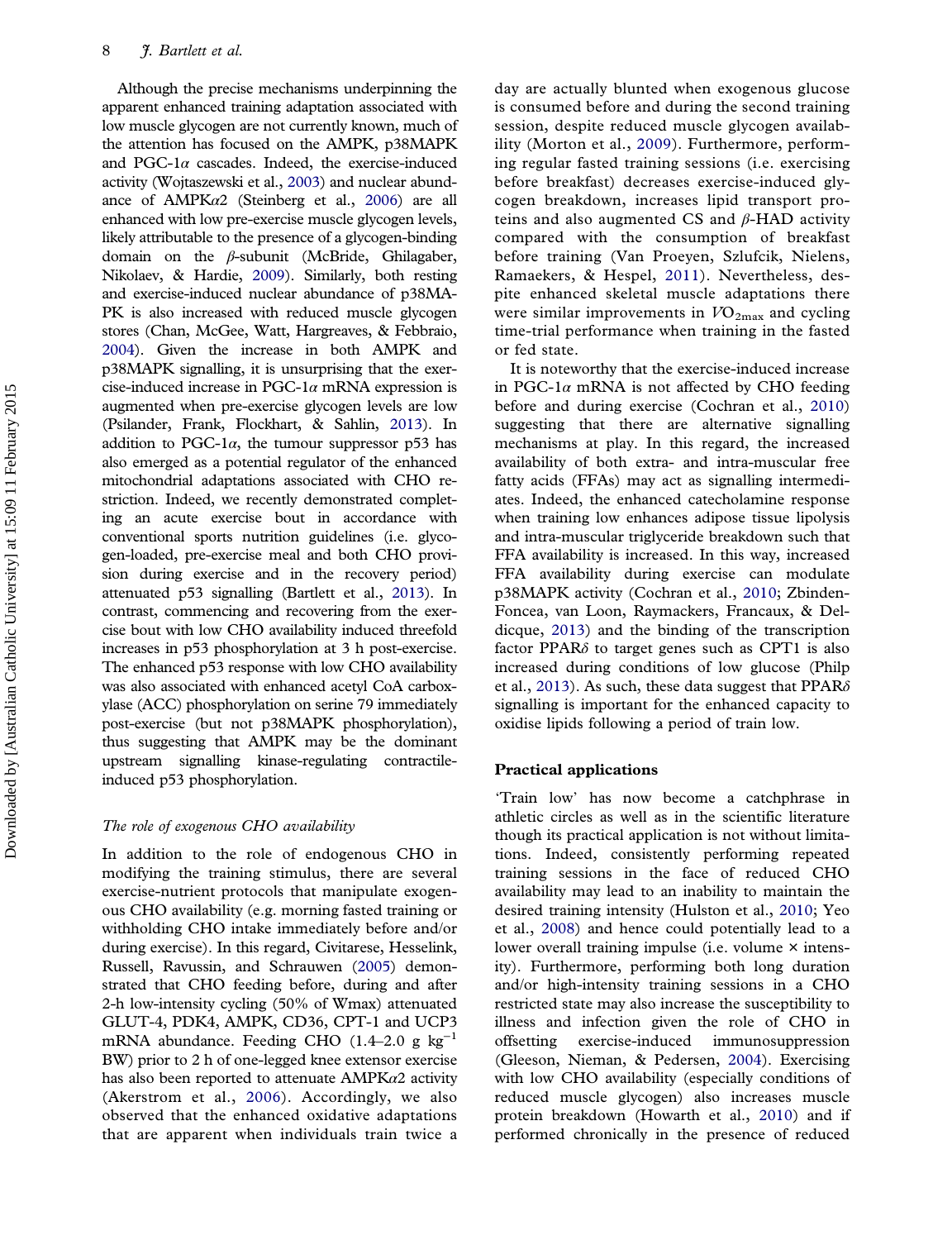Although the precise mechanisms underpinning the apparent enhanced training adaptation associated with low muscle glycogen are not currently known, much of the attention has focused on the AMPK, p38MAPK and PGC-1$\alpha$ cascades. Indeed, the exercise-induced activity (Wojtaszewski et al., 2003) and nuclear abundance of AMPK$\alpha$2 (Steinberg et al., 2006) are all enhanced with low pre-exercise muscle glycogen levels, likely attributable to the presence of a glycogen-binding domain on the $\beta$-subunit (McBride, Ghilagaber, Nikolaev, & Hardie, 2009). Similarly, both resting and exercise-induced nuclear abundance of p38MAPK is also increased with reduced muscle glycogen stores (Chan, McGee, Watt, Hargreaves, & Febbraio, 2004). Given the increase in both AMPK and p38MAPK signalling, it is unsurprising that the exercise-induced increase in PGC-1$\alpha$ mRNA expression is augmented when pre-exercise glycogen levels are low (Psilander, Frank, Flockhart, & Sahlin, 2013). In addition to PGC-1$\alpha$, the tumour suppressor p53 has also emerged as a potential regulator of the enhanced mitochondrial adaptations associated with CHO restriction. Indeed, we recently demonstrated completing an acute exercise bout in accordance with conventional sports nutrition guidelines (i.e. glycogen-loaded, pre-exercise meal and both CHO provision during exercise and in the recovery period) attenuated p53 signalling (Bartlett et al., 2013). In contrast, commencing and recovering from the exercise bout with low CHO availability induced threefold increases in p53 phosphorylation at 3 h post-exercise. The enhanced p53 response with low CHO availability was also associated with enhanced acetyl CoA carboxylase (ACC) phosphorylation on serine 79 immediately post-exercise (but not p38MAPK phosphorylation), thus suggesting that AMPK may be the dominant upstream signalling kinase-regulating contractile-induced p53 phosphorylation.

### *The role of exogenous CHO availability*

In addition to the role of endogenous CHO in modifying the training stimulus, there are several exercise-nutrient protocols that manipulate exogenous CHO availability (e.g. morning fasted training or withholding CHO intake immediately before and/or during exercise). In this regard, Civitarese, Hesselink, Russell, Ravussin, and Schrauwen (2005) demonstrated that CHO feeding before, during and after 2-h low-intensity cycling (50% of Wmax) attenuated GLUT-4, PDK4, AMPK, CD36, CPT-1 and UCP3 mRNA abundance. Feeding CHO (1.4–2.0 g kg$^{-1}$ BW) prior to 2 h of one-legged knee extensor exercise has also been reported to attenuate AMPK$\alpha$2 activity (Akerstrom et al., 2006). Accordingly, we also observed that the enhanced oxidative adaptations that are apparent when individuals train twice a day are actually blunted when exogenous glucose is consumed before and during the second training session, despite reduced muscle glycogen availability (Morton et al., 2009). Furthermore, performing regular fasted training sessions (i.e. exercising before breakfast) decreases exercise-induced glycogen breakdown, increases lipid transport proteins and also augmented CS and $\beta$-HAD activity compared with the consumption of breakfast before training (Van Proeyen, Szlufcik, Nielens, Ramaekers, & Hespel, 2011). Nevertheless, despite enhanced skeletal muscle adaptations there were similar improvements in $VO_{2max}$ and cycling time-trial performance when training in the fasted or fed state.

It is noteworthy that the exercise-induced increase in PGC-1$\alpha$ mRNA is not affected by CHO feeding before and during exercise (Cochran et al., 2010) suggesting that there are alternative signalling mechanisms at play. In this regard, the increased availability of both extra- and intra-muscular free fatty acids (FFAs) may act as signalling intermediates. Indeed, the enhanced catecholamine response when training low enhances adipose tissue lipolysis and intra-muscular triglyceride breakdown such that FFA availability is increased. In this way, increased FFA availability during exercise can modulate p38MAPK activity (Cochran et al., 2010; Zbinden-Foncea, van Loon, Raymackers, Francaux, & Deldicque, 2013) and the binding of the transcription factor PPAR$\delta$ to target genes such as CPT1 is also increased during conditions of low glucose (Philp et al., 2013). As such, these data suggest that PPAR$\delta$ signalling is important for the enhanced capacity to oxidise lipids following a period of train low.

## Practical applications

'Train low' has now become a catchphrase in athletic circles as well as in the scientific literature though its practical application is not without limitations. Indeed, consistently performing repeated training sessions in the face of reduced CHO availability may lead to an inability to maintain the desired training intensity (Hulston et al., 2010; Yeo et al., 2008) and hence could potentially lead to a lower overall training impulse (i.e. volume × intensity). Furthermore, performing both long duration and/or high-intensity training sessions in a CHO restricted state may also increase the susceptibility to illness and infection given the role of CHO in offsetting exercise-induced immunosuppression (Gleeson, Nieman, & Pedersen, 2004). Exercising with low CHO availability (especially conditions of reduced muscle glycogen) also increases muscle protein breakdown (Howarth et al., 2010) and if performed chronically in the presence of reduced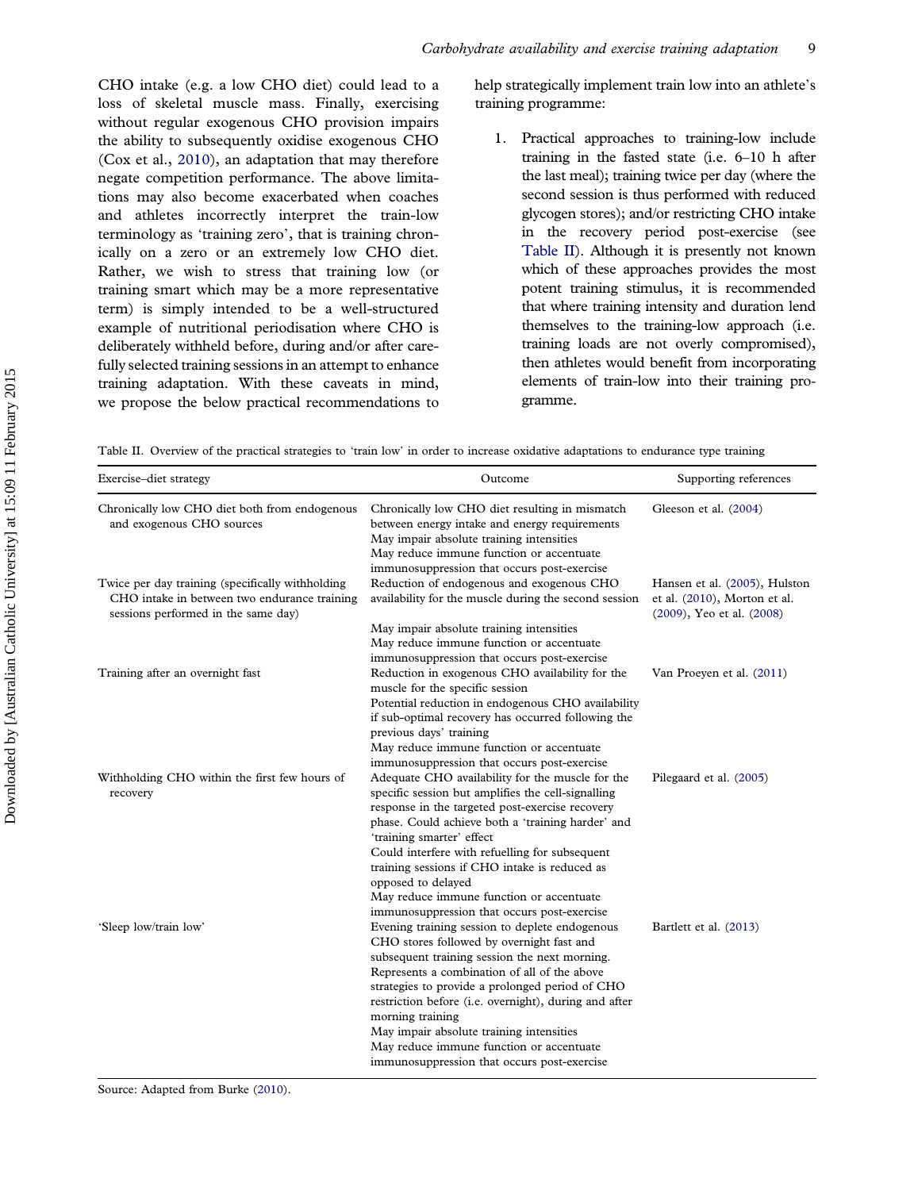CHO intake (e.g. a low CHO diet) could lead to a loss of skeletal muscle mass. Finally, exercising without regular exogenous CHO provision impairs the ability to subsequently oxidise exogenous CHO (Cox et al., 2010), an adaptation that may therefore negate competition performance. The above limitations may also become exacerbated when coaches and athletes incorrectly interpret the train-low terminology as 'training zero', that is training chronically on a zero or an extremely low CHO diet. Rather, we wish to stress that training low (or training smart which may be a more representative term) is simply intended to be a well-structured example of nutritional periodisation where CHO is deliberately withheld before, during and/or after carefully selected training sessions in an attempt to enhance training adaptation. With these caveats in mind, we propose the below practical recommendations to help strategically implement train low into an athlete's training programme:

1. Practical approaches to training-low include training in the fasted state (i.e. 6–10 h after the last meal); training twice per day (where the second session is thus performed with reduced glycogen stores); and/or restricting CHO intake in the recovery period post-exercise (see Table II). Although it is presently not known which of these approaches provides the most potent training stimulus, it is recommended that where training intensity and duration lend themselves to the training-low approach (i.e. training loads are not overly compromised), then athletes would benefit from incorporating elements of train-low into their training programme.

Table II. Overview of the practical strategies to 'train low' in order to increase oxidative adaptations to endurance type training

| Exercise–diet strategy | Outcome | Supporting references |
|---|---|---|
| Chronically low CHO diet both from endogenous and exogenous CHO sources | Chronically low CHO diet resulting in mismatch between energy intake and energy requirements<br>May impair absolute training intensities<br>May reduce immune function or accentuate immunosuppression that occurs post-exercise | Gleeson et al. (2004) |
| Twice per day training (specifically withholding CHO intake in between two endurance training sessions performed in the same day) | Reduction of endogenous and exogenous CHO availability for the muscle during the second session<br>May impair absolute training intensities<br>May reduce immune function or accentuate immunosuppression that occurs post-exercise | Hansen et al. (2005), Hulston et al. (2010), Morton et al. (2009), Yeo et al. (2008) |
| Training after an overnight fast | Reduction in exogenous CHO availability for the muscle for the specific session<br>Potential reduction in endogenous CHO availability if sub-optimal recovery has occurred following the previous days' training<br>May reduce immune function or accentuate immunosuppression that occurs post-exercise | Van Proeyen et al. (2011) |
| Withholding CHO within the first few hours of recovery | Adequate CHO availability for the muscle for the specific session but amplifies the cell-signalling response in the targeted post-exercise recovery phase. Could achieve both a 'training harder' and 'training smarter' effect<br>Could interfere with refuelling for subsequent training sessions if CHO intake is reduced as opposed to delayed<br>May reduce immune function or accentuate immunosuppression that occurs post-exercise | Pilegaard et al. (2005) |
| 'Sleep low/train low' | Evening training session to deplete endogenous CHO stores followed by overnight fast and subsequent training session the next morning. Represents a combination of all of the above strategies to provide a prolonged period of CHO restriction before (i.e. overnight), during and after morning training<br>May impair absolute training intensities<br>May reduce immune function or accentuate immunosuppression that occurs post-exercise | Bartlett et al. (2013) |

Source: Adapted from Burke (2010).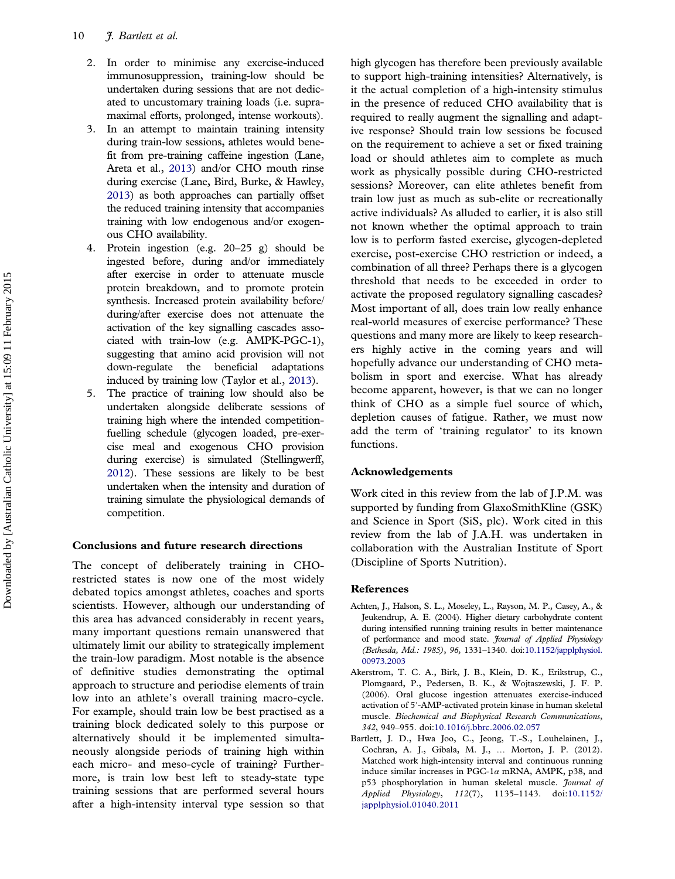2. In order to minimise any exercise-induced immunosuppression, training-low should be undertaken during sessions that are not dedicated to uncustomary training loads (i.e. supra-maximal efforts, prolonged, intense workouts).
3. In an attempt to maintain training intensity during train-low sessions, athletes would benefit from pre-training caffeine ingestion (Lane, Areta et al., 2013) and/or CHO mouth rinse during exercise (Lane, Bird, Burke, & Hawley, 2013) as both approaches can partially offset the reduced training intensity that accompanies training with low endogenous and/or exogenous CHO availability.
4. Protein ingestion (e.g. 20–25 g) should be ingested before, during and/or immediately after exercise in order to attenuate muscle protein breakdown, and to promote protein synthesis. Increased protein availability before/during/after exercise does not attenuate the activation of the key signalling cascades associated with train-low (e.g. AMPK-PGC-1), suggesting that amino acid provision will not down-regulate the beneficial adaptations induced by training low (Taylor et al., 2013).
5. The practice of training low should also be undertaken alongside deliberate sessions of training high where the intended competition-fuelling schedule (glycogen loaded, pre-exercise meal and exogenous CHO provision during exercise) is simulated (Stellingwerff, 2012). These sessions are likely to be best undertaken when the intensity and duration of training simulate the physiological demands of competition.

## Conclusions and future research directions

The concept of deliberately training in CHO-restricted states is now one of the most widely debated topics amongst athletes, coaches and sports scientists. However, although our understanding of this area has advanced considerably in recent years, many important questions remain unanswered that ultimately limit our ability to strategically implement the train-low paradigm. Most notable is the absence of definitive studies demonstrating the optimal approach to structure and periodise elements of train low into an athlete's overall training macro-cycle. For example, should train low be best practised as a training block dedicated solely to this purpose or alternatively should it be implemented simultaneously alongside periods of training high within each micro- and meso-cycle of training? Furthermore, is train low best left to steady-state type training sessions that are performed several hours after a high-intensity interval type session so that high glycogen has therefore been previously available to support high-training intensities? Alternatively, is it the actual completion of a high-intensity stimulus in the presence of reduced CHO availability that is required to really augment the signalling and adaptive response? Should train low sessions be focused on the requirement to achieve a set or fixed training load or should athletes aim to complete as much work as physically possible during CHO-restricted sessions? Moreover, can elite athletes benefit from train low just as much as sub-elite or recreationally active individuals? As alluded to earlier, it is also still not known whether the optimal approach to train low is to perform fasted exercise, glycogen-depleted exercise, post-exercise CHO restriction or indeed, a combination of all three? Perhaps there is a glycogen threshold that needs to be exceeded in order to activate the proposed regulatory signalling cascades? Most important of all, does train low really enhance real-world measures of exercise performance? These questions and many more are likely to keep researchers highly active in the coming years and will hopefully advance our understanding of CHO metabolism in sport and exercise. What has already become apparent, however, is that we can no longer think of CHO as a simple fuel source of which, depletion causes of fatigue. Rather, we must now add the term of 'training regulator' to its known functions.

## Acknowledgements

Work cited in this review from the lab of J.P.M. was supported by funding from GlaxoSmithKline (GSK) and Science in Sport (SiS, plc). Work cited in this review from the lab of J.A.H. was undertaken in collaboration with the Australian Institute of Sport (Discipline of Sports Nutrition).

## References

Achten, J., Halson, S. L., Moseley, L., Rayson, M. P., Casey, A., & Jeukendrup, A. E. (2004). Higher dietary carbohydrate content during intensified running training results in better maintenance of performance and mood state. *Journal of Applied Physiology (Bethesda, Md.: 1985)*, *96*, 1331–1340. doi:10.1152/japplphysiol.00973.2003

Akerstrom, T. C. A., Birk, J. B., Klein, D. K., Erikstrup, C., Plomgaard, P., Pedersen, B. K., & Wojtaszewski, J. F. P. (2006). Oral glucose ingestion attenuates exercise-induced activation of 5′-AMP-activated protein kinase in human skeletal muscle. *Biochemical and Biophysical Research Communications*, *342*, 949–955. doi:10.1016/j.bbrc.2006.02.057

Bartlett, J. D., Hwa Joo, C., Jeong, T.-S., Louhelainen, J., Cochran, A. J., Gibala, M. J., … Morton, J. P. (2012). Matched work high-intensity interval and continuous running induce similar increases in PGC-1$\alpha$ mRNA, AMPK, p38, and p53 phosphorylation in human skeletal muscle. *Journal of Applied Physiology*, *112*(7), 1135–1143. doi:10.1152/japplphysiol.01040.2011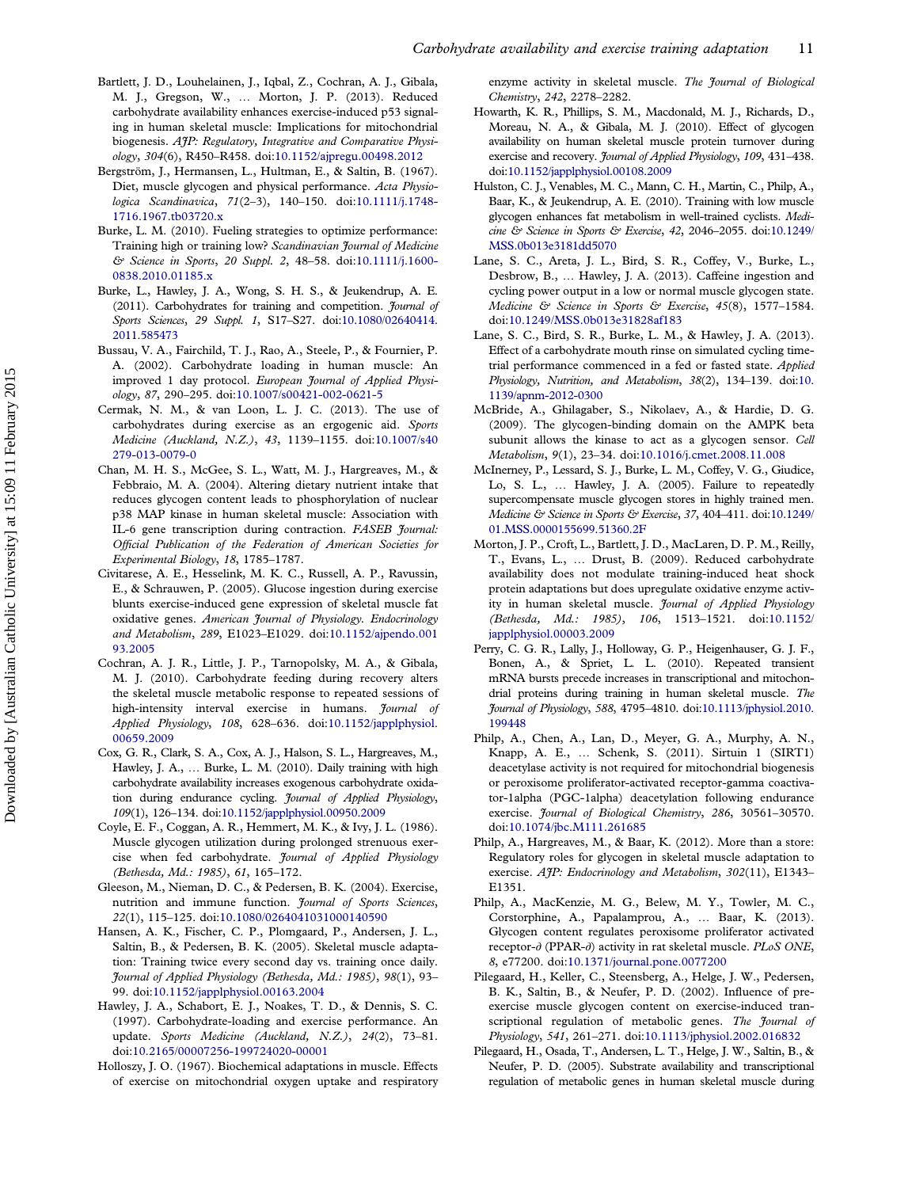Bartlett, J. D., Louhelainen, J., Iqbal, Z., Cochran, A. J., Gibala, M. J., Gregson, W., … Morton, J. P. (2013). Reduced carbohydrate availability enhances exercise-induced p53 signaling in human skeletal muscle: Implications for mitochondrial biogenesis. *AJP: Regulatory, Integrative and Comparative Physiology*, *304*(6), R450–R458. doi:10.1152/ajpregu.00498.2012

Bergström, J., Hermansen, L., Hultman, E., & Saltin, B. (1967). Diet, muscle glycogen and physical performance. *Acta Physiologica Scandinavica*, *71*(2–3), 140–150. doi:10.1111/j.1748-1716.1967.tb03720.x

Burke, L. M. (2010). Fueling strategies to optimize performance: Training high or training low? *Scandinavian Journal of Medicine & Science in Sports*, *20 Suppl. 2*, 48–58. doi:10.1111/j.1600-0838.2010.01185.x

Burke, L., Hawley, J. A., Wong, S. H. S., & Jeukendrup, A. E. (2011). Carbohydrates for training and competition. *Journal of Sports Sciences*, *29 Suppl. 1*, S17–S27. doi:10.1080/02640414.2011.585473

Bussau, V. A., Fairchild, T. J., Rao, A., Steele, P., & Fournier, P. A. (2002). Carbohydrate loading in human muscle: An improved 1 day protocol. *European Journal of Applied Physiology*, *87*, 290–295. doi:10.1007/s00421-002-0621-5

Cermak, N. M., & van Loon, L. J. C. (2013). The use of carbohydrates during exercise as an ergogenic aid. *Sports Medicine (Auckland, N.Z.)*, *43*, 1139–1155. doi:10.1007/s40279-013-0079-0

Chan, M. H. S., McGee, S. L., Watt, M. J., Hargreaves, M., & Febbraio, M. A. (2004). Altering dietary nutrient intake that reduces glycogen content leads to phosphorylation of nuclear p38 MAP kinase in human skeletal muscle: Association with IL-6 gene transcription during contraction. *FASEB Journal: Official Publication of the Federation of American Societies for Experimental Biology*, *18*, 1785–1787.

Civitarese, A. E., Hesselink, M. K. C., Russell, A. P., Ravussin, E., & Schrauwen, P. (2005). Glucose ingestion during exercise blunts exercise-induced gene expression of skeletal muscle fat oxidative genes. *American Journal of Physiology. Endocrinology and Metabolism*, *289*, E1023–E1029. doi:10.1152/ajpendo.00193.2005

Cochran, A. J. R., Little, J. P., Tarnopolsky, M. A., & Gibala, M. J. (2010). Carbohydrate feeding during recovery alters the skeletal muscle metabolic response to repeated sessions of high-intensity interval exercise in humans. *Journal of Applied Physiology*, *108*, 628–636. doi:10.1152/japplphysiol.00659.2009

Cox, G. R., Clark, S. A., Cox, A. J., Halson, S. L., Hargreaves, M., Hawley, J. A., … Burke, L. M. (2010). Daily training with high carbohydrate availability increases exogenous carbohydrate oxidation during endurance cycling. *Journal of Applied Physiology*, *109*(1), 126–134. doi:10.1152/japplphysiol.00950.2009

Coyle, E. F., Coggan, A. R., Hemmert, M. K., & Ivy, J. L. (1986). Muscle glycogen utilization during prolonged strenuous exercise when fed carbohydrate. *Journal of Applied Physiology (Bethesda, Md.: 1985)*, *61*, 165–172.

Gleeson, M., Nieman, D. C., & Pedersen, B. K. (2004). Exercise, nutrition and immune function. *Journal of Sports Sciences*, *22*(1), 115–125. doi:10.1080/0264041031000140590

Hansen, A. K., Fischer, C. P., Plomgaard, P., Andersen, J. L., Saltin, B., & Pedersen, B. K. (2005). Skeletal muscle adaptation: Training twice every second day vs. training once daily. *Journal of Applied Physiology (Bethesda, Md.: 1985)*, *98*(1), 93–99. doi:10.1152/japplphysiol.00163.2004

Hawley, J. A., Schabort, E. J., Noakes, T. D., & Dennis, S. C. (1997). Carbohydrate-loading and exercise performance. An update. *Sports Medicine (Auckland, N.Z.)*, *24*(2), 73–81. doi:10.2165/00007256-199724020-00001

Holloszy, J. O. (1967). Biochemical adaptations in muscle. Effects of exercise on mitochondrial oxygen uptake and respiratory enzyme activity in skeletal muscle. *The Journal of Biological Chemistry*, *242*, 2278–2282.

Howarth, K. R., Phillips, S. M., Macdonald, M. J., Richards, D., Moreau, N. A., & Gibala, M. J. (2010). Effect of glycogen availability on human skeletal muscle protein turnover during exercise and recovery. *Journal of Applied Physiology*, *109*, 431–438. doi:10.1152/japplphysiol.00108.2009

Hulston, C. J., Venables, M. C., Mann, C. H., Martin, C., Philp, A., Baar, K., & Jeukendrup, A. E. (2010). Training with low muscle glycogen enhances fat metabolism in well-trained cyclists. *Medicine & Science in Sports & Exercise*, *42*, 2046–2055. doi:10.1249/MSS.0b013e3181dd5070

Lane, S. C., Areta, J. L., Bird, S. R., Coffey, V., Burke, L., Desbrow, B., … Hawley, J. A. (2013). Caffeine ingestion and cycling power output in a low or normal muscle glycogen state. *Medicine & Science in Sports & Exercise*, *45*(8), 1577–1584. doi:10.1249/MSS.0b013e31828af183

Lane, S. C., Bird, S. R., Burke, L. M., & Hawley, J. A. (2013). Effect of a carbohydrate mouth rinse on simulated cycling time-trial performance commenced in a fed or fasted state. *Applied Physiology, Nutrition, and Metabolism*, *38*(2), 134–139. doi:10.1139/apnm-2012-0300

McBride, A., Ghilagaber, S., Nikolaev, A., & Hardie, D. G. (2009). The glycogen-binding domain on the AMPK beta subunit allows the kinase to act as a glycogen sensor. *Cell Metabolism*, *9*(1), 23–34. doi:10.1016/j.cmet.2008.11.008

McInerney, P., Lessard, S. J., Burke, L. M., Coffey, V. G., Giudice, Lo, S. L., … Hawley, J. A. (2005). Failure to repeatedly supercompensate muscle glycogen stores in highly trained men. *Medicine & Science in Sports & Exercise*, *37*, 404–411. doi:10.1249/01.MSS.0000155699.51360.2F

Morton, J. P., Croft, L., Bartlett, J. D., MacLaren, D. P. M., Reilly, T., Evans, L., … Drust, B. (2009). Reduced carbohydrate availability does not modulate training-induced heat shock protein adaptations but does upregulate oxidative enzyme activity in human skeletal muscle. *Journal of Applied Physiology (Bethesda, Md.: 1985)*, *106*, 1513–1521. doi:10.1152/japplphysiol.00003.2009

Perry, C. G. R., Lally, J., Holloway, G. P., Heigenhauser, G. J. F., Bonen, A., & Spriet, L. L. (2010). Repeated transient mRNA bursts precede increases in transcriptional and mitochondrial proteins during training in human skeletal muscle. *The Journal of Physiology*, *588*, 4795–4810. doi:10.1113/jphysiol.2010.199448

Philp, A., Chen, A., Lan, D., Meyer, G. A., Murphy, A. N., Knapp, A. E., … Schenk, S. (2011). Sirtuin 1 (SIRT1) deacetylase activity is not required for mitochondrial biogenesis or peroxisome proliferator-activated receptor-gamma coactivator-1alpha (PGC-1alpha) deacetylation following endurance exercise. *Journal of Biological Chemistry*, *286*, 30561–30570. doi:10.1074/jbc.M111.261685

Philp, A., Hargreaves, M., & Baar, K. (2012). More than a store: Regulatory roles for glycogen in skeletal muscle adaptation to exercise. *AJP: Endocrinology and Metabolism*, *302*(11), E1343–E1351.

Philp, A., MacKenzie, M. G., Belew, M. Y., Towler, M. C., Corstorphine, A., Papalamprou, A., … Baar, K. (2013). Glycogen content regulates peroxisome proliferator activated receptor-∂ (PPAR-∂) activity in rat skeletal muscle. *PLoS ONE*, *8*, e77200. doi:10.1371/journal.pone.0077200

Pilegaard, H., Keller, C., Steensberg, A., Helge, J. W., Pedersen, B. K., Saltin, B., & Neufer, P. D. (2002). Influence of pre-exercise muscle glycogen content on exercise-induced transcriptional regulation of metabolic genes. *The Journal of Physiology*, *541*, 261–271. doi:10.1113/jphysiol.2002.016832

Pilegaard, H., Osada, T., Andersen, L. T., Helge, J. W., Saltin, B., & Neufer, P. D. (2005). Substrate availability and transcriptional regulation of metabolic genes in human skeletal muscle during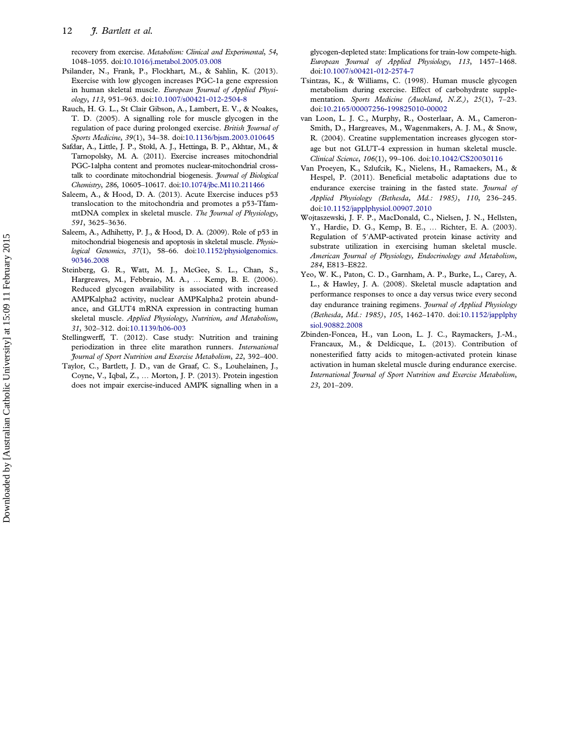recovery from exercise. *Metabolism: Clinical and Experimental*, *54*, 1048–1055. doi:10.1016/j.metabol.2005.03.008

Psilander, N., Frank, P., Flockhart, M., & Sahlin, K. (2013). Exercise with low glycogen increases PGC-1a gene expression in human skeletal muscle. *European Journal of Applied Physiology*, *113*, 951–963. doi:10.1007/s00421-012-2504-8

Rauch, H. G. L., St Clair Gibson, A., Lambert, E. V., & Noakes, T. D. (2005). A signalling role for muscle glycogen in the regulation of pace during prolonged exercise. *British Journal of Sports Medicine*, *39*(1), 34–38. doi:10.1136/bjsm.2003.010645

Safdar, A., Little, J. P., Stokl, A. J., Hettinga, B. P., Akhtar, M., & Tarnopolsky, M. A. (2011). Exercise increases mitochondrial PGC-1alpha content and promotes nuclear-mitochondrial cross-talk to coordinate mitochondrial biogenesis. *Journal of Biological Chemistry*, *286*, 10605–10617. doi:10.1074/jbc.M110.211466

Saleem, A., & Hood, D. A. (2013). Acute Exercise induces p53 translocation to the mitochondria and promotes a p53-Tfam-mtDNA complex in skeletal muscle. *The Journal of Physiology*, *591*, 3625–3636.

Saleem, A., Adhihetty, P. J., & Hood, D. A. (2009). Role of p53 in mitochondrial biogenesis and apoptosis in skeletal muscle. *Physiological Genomics*, *37*(1), 58–66. doi:10.1152/physiolgenomics.90346.2008

Steinberg, G. R., Watt, M. J., McGee, S. L., Chan, S., Hargreaves, M., Febbraio, M. A., … Kemp, B. E. (2006). Reduced glycogen availability is associated with increased AMPKalpha2 activity, nuclear AMPKalpha2 protein abundance, and GLUT4 mRNA expression in contracting human skeletal muscle. *Applied Physiology, Nutrition, and Metabolism*, *31*, 302–312. doi:10.1139/h06-003

Stellingwerff, T. (2012). Case study: Nutrition and training periodization in three elite marathon runners. *International Journal of Sport Nutrition and Exercise Metabolism*, *22*, 392–400.

Taylor, C., Bartlett, J. D., van de Graaf, C. S., Louhelainen, J., Coyne, V., Iqbal, Z., … Morton, J. P. (2013). Protein ingestion does not impair exercise-induced AMPK signalling when in a glycogen-depleted state: Implications for train-low compete-high. *European Journal of Applied Physiology*, *113*, 1457–1468. doi:10.1007/s00421-012-2574-7

Tsintzas, K., & Williams, C. (1998). Human muscle glycogen metabolism during exercise. Effect of carbohydrate supplementation. *Sports Medicine (Auckland, N.Z.)*, *25*(1), 7–23. doi:10.2165/00007256-199825010-00002

van Loon, L. J. C., Murphy, R., Oosterlaar, A. M., Cameron-Smith, D., Hargreaves, M., Wagenmakers, A. J. M., & Snow, R. (2004). Creatine supplementation increases glycogen storage but not GLUT-4 expression in human skeletal muscle. *Clinical Science*, *106*(1), 99–106. doi:10.1042/CS20030116

Van Proeyen, K., Szlufcik, K., Nielens, H., Ramaekers, M., & Hespel, P. (2011). Beneficial metabolic adaptations due to endurance exercise training in the fasted state. *Journal of Applied Physiology (Bethesda, Md.: 1985)*, *110*, 236–245. doi:10.1152/japplphysiol.00907.2010

Wojtaszewski, J. F. P., MacDonald, C., Nielsen, J. N., Hellsten, Y., Hardie, D. G., Kemp, B. E., … Richter, E. A. (2003). Regulation of 5′AMP-activated protein kinase activity and substrate utilization in exercising human skeletal muscle. *American Journal of Physiology, Endocrinology and Metabolism*, *284*, E813–E822.

Yeo, W. K., Paton, C. D., Garnham, A. P., Burke, L., Carey, A. L., & Hawley, J. A. (2008). Skeletal muscle adaptation and performance responses to once a day versus twice every second day endurance training regimens. *Journal of Applied Physiology (Bethesda, Md.: 1985)*, *105*, 1462–1470. doi:10.1152/japplphysiol.90882.2008

Zbinden-Foncea, H., van Loon, L. J. C., Raymackers, J.-M., Francaux, M., & Deldicque, L. (2013). Contribution of nonesterified fatty acids to mitogen-activated protein kinase activation in human skeletal muscle during endurance exercise. *International Journal of Sport Nutrition and Exercise Metabolism*, *23*, 201–209.